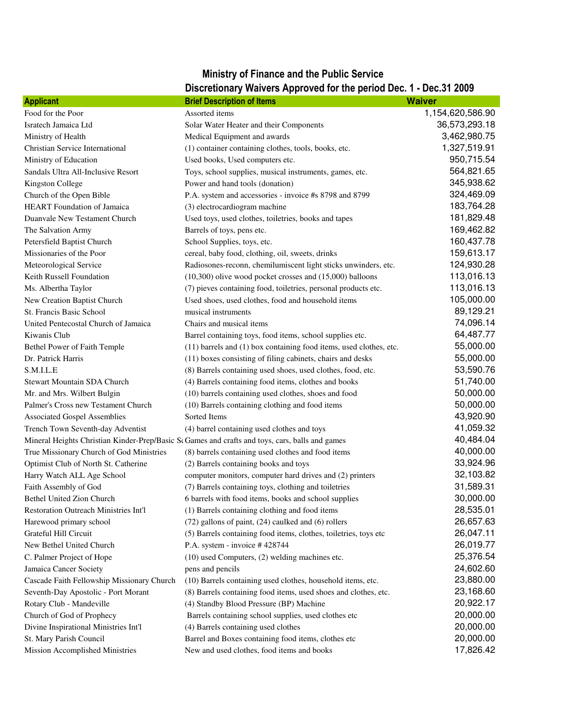## Ministry of Finance and the Public Service

### Discretionary Waivers Approved for the period Dec. 1 - Dec.31 2009

| Applicant | Brief Description of Items | Waiver |
|---|---|---|
| Food for the Poor | Assorted items | 1,154,620,586.90 |
| Isratech Jamaica Ltd | Solar Water Heater and their Components | 36,573,293.18 |
| Ministry of Health | Medical Equipment and awards | 3,462,980.75 |
| Christian Service International | (1) container containing clothes, tools, books, etc. | 1,327,519.91 |
| Ministry of Education | Used books, Used computers etc. | 950,715.54 |
| Sandals Ultra All-Inclusive Resort | Toys, school supplies, musical instruments, games, etc. | 564,821.65 |
| Kingston College | Power and hand tools (donation) | 345,938.62 |
| Church of the Open Bible | P.A. system and accessories - invoice #s 8798 and 8799 | 324,469.09 |
| HEART Foundation of Jamaica | (3) electrocardiogram machine | 183,764.28 |
| Duanvale New Testament Church | Used toys, used clothes, toiletries, books and tapes | 181,829.48 |
| The Salvation Army | Barrels of toys, pens etc. | 169,462.82 |
| Petersfield Baptist Church | School Supplies, toys, etc. | 160,437.78 |
| Missionaries of the Poor | cereal, baby food, clothing, oil, sweets, drinks | 159,613.17 |
| Meteorological Service | Radiosones-reconn, chemilumiscent light sticks unwinders, etc. | 124,930.28 |
| Keith Russell Foundation | (10,300) olive wood pocket crosses and (15,000) balloons | 113,016.13 |
| Ms. Albertha Taylor | (7) pieves containing food, toiletries, personal products etc. | 113,016.13 |
| New Creation Baptist Church | Used shoes, used clothes, food and household items | 105,000.00 |
| St. Francis Basic School | musical instruments | 89,129.21 |
| United Pentecostal Church of Jamaica | Chairs and musical items | 74,096.14 |
| Kiwanis Club | Barrel containing toys, food items, school supplies etc. | 64,487.77 |
| Bethel Power of Faith Temple | (11) barrels and (1) box containing food items, used clothes, etc. | 55,000.00 |
| Dr. Patrick Harris | (11) boxes consisting of filing cabinets, chairs and desks | 55,000.00 |
| S.M.I.L.E | (8) Barrels containing used shoes, used clothes, food, etc. | 53,590.76 |
| Stewart Mountain SDA Church | (4) Barrels containing food items, clothes and books | 51,740.00 |
| Mr. and Mrs. Wilbert Bulgin | (10) barrels containing used clothes, shoes and food | 50,000.00 |
| Palmer's Cross new Testament Church | (10) Barrels containing clothing and food items | 50,000.00 |
| Associated Gospel Assemblies | Sorted Items | 43,920.90 |
| Trench Town Seventh-day Adventist | (4) barrel containing used clothes and toys | 41,059.32 |
| Mineral Heights Christian Kinder-Prep/Basic Sc | Games and crafts and toys, cars, balls and games | 40,484.04 |
| True Missionary Church of God Ministries | (8) barrels containing used clothes and food items | 40,000.00 |
| Optimist Club of North St. Catherine | (2) Barrels containing books and toys | 33,924.96 |
| Harry Watch ALL Age School | computer monitors, computer hard drives and (2) printers | 32,103.82 |
| Faith Assembly of God | (7) Barrels containing toys, clothing and toiletries | 31,589.31 |
| Bethel United Zion Church | 6 barrels with food items, books and school supplies | 30,000.00 |
| Restoration Outreach Ministries Int'l | (1) Barrels containing clothing and food items | 28,535.01 |
| Harewood primary school | (72) gallons of paint, (24) caulked and (6) rollers | 26,657.63 |
| Grateful Hill Circuit | (5) Barrels containing food items, clothes, toiletries, toys etc | 26,047.11 |
| New Bethel United Church | P.A. system - invoice # 428744 | 26,019.77 |
| C. Palmer Project of Hope | (10) used Computers, (2) welding machines etc. | 25,376.54 |
| Jamaica Cancer Society | pens and pencils | 24,602.60 |
| Cascade Faith Fellowship Missionary Church | (10) Barrels containing used clothes, household items, etc. | 23,880.00 |
| Seventh-Day Apostolic - Port Morant | (8) Barrels containing food items, used shoes and clothes, etc. | 23,168.60 |
| Rotary Club - Mandeville | (4) Standby Blood Pressure (BP) Machine | 20,922.17 |
| Church of God of Prophecy | Barrels containing school supplies, used clothes etc | 20,000.00 |
| Divine Inspirational Ministries Int'l | (4) Barrels containing used clothes | 20,000.00 |
| St. Mary Parish Council | Barrel and Boxes containing food items, clothes etc | 20,000.00 |
| Mission Accomplished Ministries | New and used clothes, food items and books | 17,826.42 |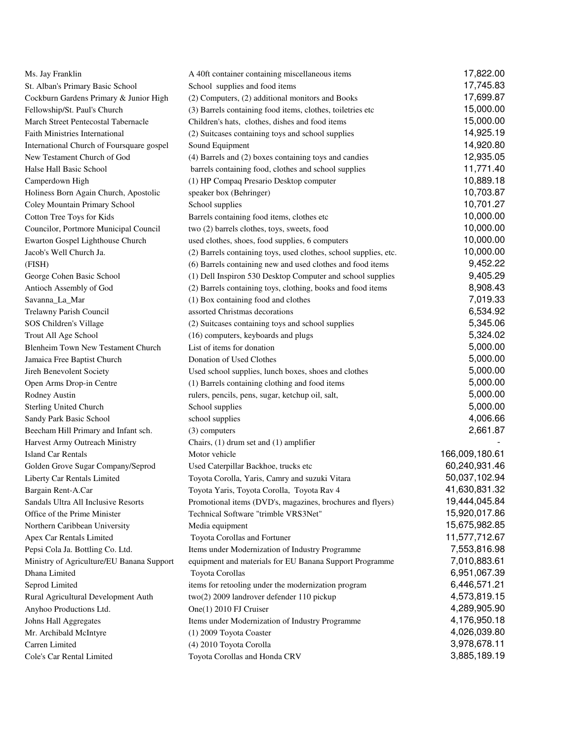| | | |
|---|---|---|
| Ms. Jay Franklin | A 40ft container containing miscellaneous items | 17,822.00 |
| St. Alban's Primary Basic School | School supplies and food items | 17,745.83 |
| Cockburn Gardens Primary & Junior High | (2) Computers, (2) additional monitors and Books | 17,699.87 |
| Fellowship/St. Paul's Church | (3) Barrels containing food items, clothes, toiletries etc | 15,000.00 |
| March Street Pentecostal Tabernacle | Children's hats, clothes, dishes and food items | 15,000.00 |
| Faith Ministries International | (2) Suitcases containing toys and school supplies | 14,925.19 |
| International Church of Foursquare gospel | Sound Equipment | 14,920.80 |
| New Testament Church of God | (4) Barrels and (2) boxes containing toys and candies | 12,935.05 |
| Halse Hall Basic School | barrels containing food, clothes and school supplies | 11,771.40 |
| Camperdown High | (1) HP Compaq Presario Desktop computer | 10,889.18 |
| Holiness Born Again Church, Apostolic | speaker box (Behringer) | 10,703.87 |
| Coley Mountain Primary School | School supplies | 10,701.27 |
| Cotton Tree Toys for Kids | Barrels containing food items, clothes etc | 10,000.00 |
| Councilor, Portmore Municipal Council | two (2) barrels clothes, toys, sweets, food | 10,000.00 |
| Ewarton Gospel Lighthouse Church | used clothes, shoes, food supplies, 6 computers | 10,000.00 |
| Jacob's Well Church Ja. | (2) Barrels containing toys, used clothes, school supplies, etc. | 10,000.00 |
| (FISH) | (6) Barrels containing new and used clothes and food items | 9,452.22 |
| George Cohen Basic School | (1) Dell Inspiron 530 Desktop Computer and school supplies | 9,405.29 |
| Antioch Assembly of God | (2) Barrels containing toys, clothing, books and food items | 8,908.43 |
| Savanna_La_Mar | (1) Box containing food and clothes | 7,019.33 |
| Trelawny Parish Council | assorted Christmas decorations | 6,534.92 |
| SOS Children's Village | (2) Suitcases containing toys and school supplies | 5,345.06 |
| Trout All Age School | (16) computers, keyboards and plugs | 5,324.02 |
| Blenheim Town New Testament Church | List of items for donation | 5,000.00 |
| Jamaica Free Baptist Church | Donation of Used Clothes | 5,000.00 |
| Jireh Benevolent Society | Used school supplies, lunch boxes, shoes and clothes | 5,000.00 |
| Open Arms Drop-in Centre | (1) Barrels containing clothing and food items | 5,000.00 |
| Rodney Austin | rulers, pencils, pens, sugar, ketchup oil, salt, | 5,000.00 |
| Sterling United Church | School supplies | 5,000.00 |
| Sandy Park Basic School | school supplies | 4,006.66 |
| Beecham Hill Primary and Infant sch. | (3) computers | 2,661.87 |
| Harvest Army Outreach Ministry | Chairs, (1) drum set and (1) amplifier | - |
| Island Car Rentals | Motor vehicle | 166,009,180.61 |
| Golden Grove Sugar Company/Seprod | Used Caterpillar Backhoe, trucks etc | 60,240,931.46 |
| Liberty Car Rentals Limited | Toyota Corolla, Yaris, Camry and suzuki Vitara | 50,037,102.94 |
| Bargain Rent-A.Car | Toyota Yaris, Toyota Corolla, Toyota Rav 4 | 41,630,831.32 |
| Sandals Ultra All Inclusive Resorts | Promotional items (DVD's, magazines, brochures and flyers) | 19,444,045.84 |
| Office of the Prime Minister | Technical Software "trimble VRS3Net" | 15,920,017.86 |
| Northern Caribbean University | Media equipment | 15,675,982.85 |
| Apex Car Rentals Limited | Toyota Corollas and Fortuner | 11,577,712.67 |
| Pepsi Cola Ja. Bottling Co. Ltd. | Items under Modernization of Industry Programme | 7,553,816.98 |
| Ministry of Agriculture/EU Banana Support | equipment and materials for EU Banana Support Programme | 7,010,883.61 |
| Dhana Limited | Toyota Corollas | 6,951,067.39 |
| Seprod Limited | items for retooling under the modernization program | 6,446,571.21 |
| Rural Agricultural Development Auth | two(2) 2009 landrover defender 110 pickup | 4,573,819.15 |
| Anyhoo Productions Ltd. | One(1) 2010 FJ Cruiser | 4,289,905.90 |
| Johns Hall Aggregates | Items under Modernization of Industry Programme | 4,176,950.18 |
| Mr. Archibald McIntyre | (1) 2009 Toyota Coaster | 4,026,039.80 |
| Carren Limited | (4) 2010 Toyota Corolla | 3,978,678.11 |
| Cole's Car Rental Limited | Toyota Corollas and Honda CRV | 3,885,189.19 |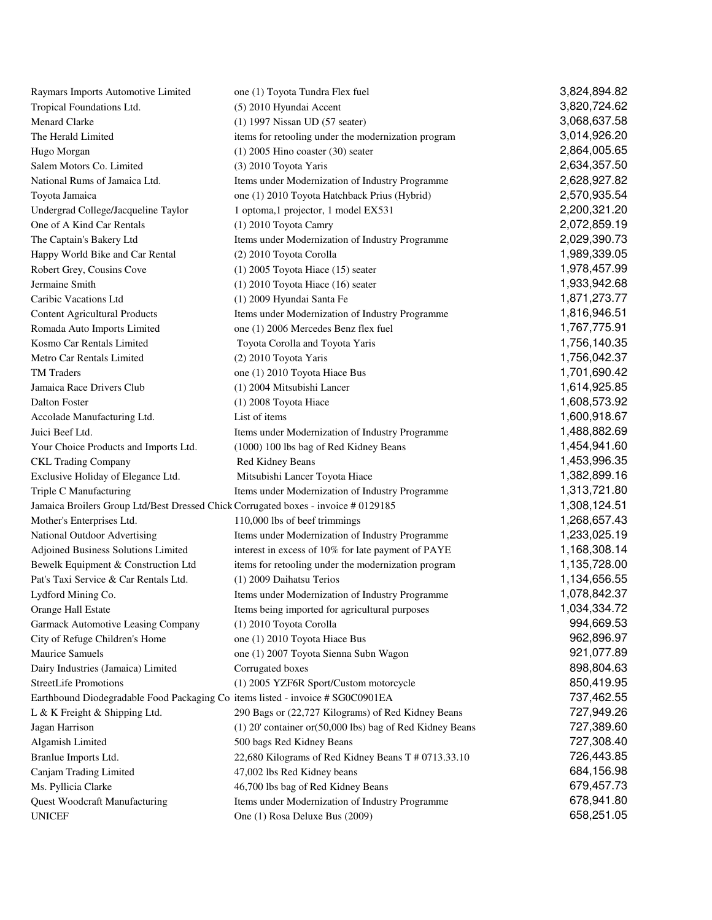| | | |
|---|---|---|
| Raymars Imports Automotive Limited | one (1) Toyota Tundra Flex fuel | 3,824,894.82 |
| Tropical Foundations Ltd. | (5) 2010 Hyundai Accent | 3,820,724.62 |
| Menard Clarke | (1) 1997 Nissan UD (57 seater) | 3,068,637.58 |
| The Herald Limited | items for retooling under the modernization program | 3,014,926.20 |
| Hugo Morgan | (1) 2005 Hino coaster (30) seater | 2,864,005.65 |
| Salem Motors Co. Limited | (3) 2010 Toyota Yaris | 2,634,357.50 |
| National Rums of Jamaica Ltd. | Items under Modernization of Industry Programme | 2,628,927.82 |
| Toyota Jamaica | one (1) 2010 Toyota Hatchback Prius (Hybrid) | 2,570,935.54 |
| Undergrad College/Jacqueline Taylor | 1 optoma,1 projector, 1 model EX531 | 2,200,321.20 |
| One of A Kind Car Rentals | (1) 2010 Toyota Camry | 2,072,859.19 |
| The Captain's Bakery Ltd | Items under Modernization of Industry Programme | 2,029,390.73 |
| Happy World Bike and Car Rental | (2) 2010 Toyota Corolla | 1,989,339.05 |
| Robert Grey, Cousins Cove | (1) 2005 Toyota Hiace (15) seater | 1,978,457.99 |
| Jermaine Smith | (1) 2010 Toyota Hiace (16) seater | 1,933,942.68 |
| Caribic Vacations Ltd | (1) 2009 Hyundai Santa Fe | 1,871,273.77 |
| Content Agricultural Products | Items under Modernization of Industry Programme | 1,816,946.51 |
| Romada Auto Imports Limited | one (1) 2006 Mercedes Benz flex fuel | 1,767,775.91 |
| Kosmo Car Rentals Limited | Toyota Corolla and Toyota Yaris | 1,756,140.35 |
| Metro Car Rentals Limited | (2) 2010 Toyota Yaris | 1,756,042.37 |
| TM Traders | one (1) 2010 Toyota Hiace Bus | 1,701,690.42 |
| Jamaica Race Drivers Club | (1) 2004 Mitsubishi Lancer | 1,614,925.85 |
| Dalton Foster | (1) 2008 Toyota Hiace | 1,608,573.92 |
| Accolade Manufacturing Ltd. | List of items | 1,600,918.67 |
| Juici Beef Ltd. | Items under Modernization of Industry Programme | 1,488,882.69 |
| Your Choice Products and Imports Ltd. | (1000) 100 lbs bag of Red Kidney Beans | 1,454,941.60 |
| CKL Trading Company | Red Kidney Beans | 1,453,996.35 |
| Exclusive Holiday of Elegance Ltd. | Mitsubishi Lancer Toyota Hiace | 1,382,899.16 |
| Triple C Manufacturing | Items under Modernization of Industry Programme | 1,313,721.80 |
| Jamaica Broilers Group Ltd/Best Dressed Chick | Corrugated boxes - invoice # 0129185 | 1,308,124.51 |
| Mother's Enterprises Ltd. | 110,000 lbs of beef trimmings | 1,268,657.43 |
| National Outdoor Advertising | Items under Modernization of Industry Programme | 1,233,025.19 |
| Adjoined Business Solutions Limited | interest in excess of 10% for late payment of PAYE | 1,168,308.14 |
| Bewelk Equipment & Construction Ltd | items for retooling under the modernization program | 1,135,728.00 |
| Pat's Taxi Service & Car Rentals Ltd. | (1) 2009 Daihatsu Terios | 1,134,656.55 |
| Lydford Mining Co. | Items under Modernization of Industry Programme | 1,078,842.37 |
| Orange Hall Estate | Items being imported for agricultural purposes | 1,034,334.72 |
| Garmack Automotive Leasing Company | (1) 2010 Toyota Corolla | 994,669.53 |
| City of Refuge Children's Home | one (1) 2010 Toyota Hiace Bus | 962,896.97 |
| Maurice Samuels | one (1) 2007 Toyota Sienna Subn Wagon | 921,077.89 |
| Dairy Industries (Jamaica) Limited | Corrugated boxes | 898,804.63 |
| StreetLife Promotions | (1) 2005 YZF6R Sport/Custom motorcycle | 850,419.95 |
| Earthbound Diodegradable Food Packaging Co | items listed - invoice # SG0C0901EA | 737,462.55 |
| L & K Freight & Shipping Ltd. | 290 Bags or (22,727 Kilograms) of Red Kidney Beans | 727,949.26 |
| Jagan Harrison | (1) 20' container or(50,000 lbs) bag of Red Kidney Beans | 727,389.60 |
| Algamish Limited | 500 bags Red Kidney Beans | 727,308.40 |
| Branlue Imports Ltd. | 22,680 Kilograms of Red Kidney Beans T # 0713.33.10 | 726,443.85 |
| Canjam Trading Limited | 47,002 lbs Red Kidney beans | 684,156.98 |
| Ms. Pyllicia Clarke | 46,700 lbs bag of Red Kidney Beans | 679,457.73 |
| Quest Woodcraft Manufacturing | Items under Modernization of Industry Programme | 678,941.80 |
| UNICEF | One (1) Rosa Deluxe Bus (2009) | 658,251.05 |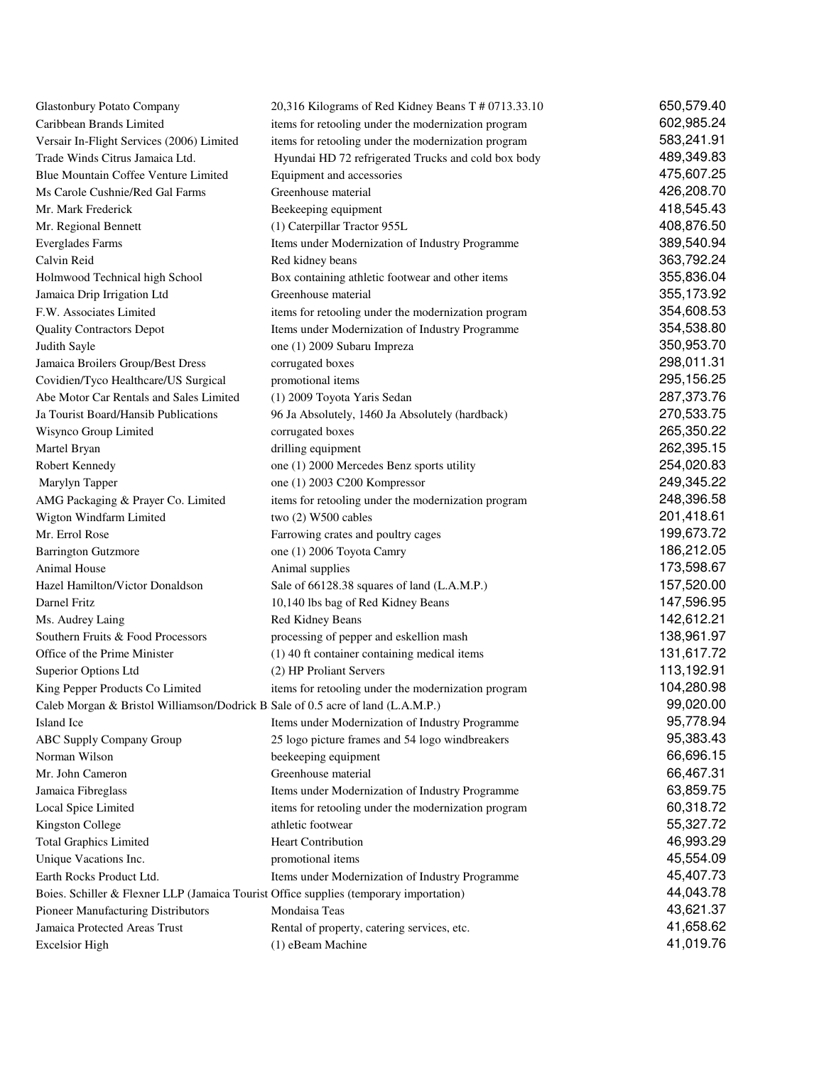| | | |
|---|---|---|
| Glastonbury Potato Company | 20,316 Kilograms of Red Kidney Beans T # 0713.33.10 | 650,579.40 |
| Caribbean Brands Limited | items for retooling under the modernization program | 602,985.24 |
| Versair In-Flight Services (2006) Limited | items for retooling under the modernization program | 583,241.91 |
| Trade Winds Citrus Jamaica Ltd. | Hyundai HD 72 refrigerated Trucks and cold box body | 489,349.83 |
| Blue Mountain Coffee Venture Limited | Equipment and accessories | 475,607.25 |
| Ms Carole Cushnie/Red Gal Farms | Greenhouse material | 426,208.70 |
| Mr. Mark Frederick | Beekeeping equipment | 418,545.43 |
| Mr. Regional Bennett | (1) Caterpillar Tractor 955L | 408,876.50 |
| Everglades Farms | Items under Modernization of Industry Programme | 389,540.94 |
| Calvin Reid | Red kidney beans | 363,792.24 |
| Holmwood Technical high School | Box containing athletic footwear and other items | 355,836.04 |
| Jamaica Drip Irrigation Ltd | Greenhouse material | 355,173.92 |
| F.W. Associates Limited | items for retooling under the modernization program | 354,608.53 |
| Quality Contractors Depot | Items under Modernization of Industry Programme | 354,538.80 |
| Judith Sayle | one (1) 2009 Subaru Impreza | 350,953.70 |
| Jamaica Broilers Group/Best Dress | corrugated boxes | 298,011.31 |
| Covidien/Tyco Healthcare/US Surgical | promotional items | 295,156.25 |
| Abe Motor Car Rentals and Sales Limited | (1) 2009 Toyota Yaris Sedan | 287,373.76 |
| Ja Tourist Board/Hansib Publications | 96 Ja Absolutely, 1460 Ja Absolutely (hardback) | 270,533.75 |
| Wisynco Group Limited | corrugated boxes | 265,350.22 |
| Martel Bryan | drilling equipment | 262,395.15 |
| Robert Kennedy | one (1) 2000 Mercedes Benz sports utility | 254,020.83 |
| Marylyn Tapper | one (1) 2003 C200 Kompressor | 249,345.22 |
| AMG Packaging & Prayer Co. Limited | items for retooling under the modernization program | 248,396.58 |
| Wigton Windfarm Limited | two (2) W500 cables | 201,418.61 |
| Mr. Errol Rose | Farrowing crates and poultry cages | 199,673.72 |
| Barrington Gutzmore | one (1) 2006 Toyota Camry | 186,212.05 |
| Animal House | Animal supplies | 173,598.67 |
| Hazel Hamilton/Victor Donaldson | Sale of 66128.38 squares of land (L.A.M.P.) | 157,520.00 |
| Darnel Fritz | 10,140 lbs bag of Red Kidney Beans | 147,596.95 |
| Ms. Audrey Laing | Red Kidney Beans | 142,612.21 |
| Southern Fruits & Food Processors | processing of pepper and eskellion mash | 138,961.97 |
| Office of the Prime Minister | (1) 40 ft container containing medical items | 131,617.72 |
| Superior Options Ltd | (2) HP Proliant Servers | 113,192.91 |
| King Pepper Products Co Limited | items for retooling under the modernization program | 104,280.98 |
| Caleb Morgan & Bristol Williamson/Dodrick B | Sale of 0.5 acre of land (L.A.M.P.) | 99,020.00 |
| Island Ice | Items under Modernization of Industry Programme | 95,778.94 |
| ABC Supply Company Group | 25 logo picture frames and 54 logo windbreakers | 95,383.43 |
| Norman Wilson | beekeeping equipment | 66,696.15 |
| Mr. John Cameron | Greenhouse material | 66,467.31 |
| Jamaica Fibreglass | Items under Modernization of Industry Programme | 63,859.75 |
| Local Spice Limited | items for retooling under the modernization program | 60,318.72 |
| Kingston College | athletic footwear | 55,327.72 |
| Total Graphics Limited | Heart Contribution | 46,993.29 |
| Unique Vacations Inc. | promotional items | 45,554.09 |
| Earth Rocks Product Ltd. | Items under Modernization of Industry Programme | 45,407.73 |
| Boies. Schiller & Flexner LLP (Jamaica Tourist | Office supplies (temporary importation) | 44,043.78 |
| Pioneer Manufacturing Distributors | Mondaisa Teas | 43,621.37 |
| Jamaica Protected Areas Trust | Rental of property, catering services, etc. | 41,658.62 |
| Excelsior High | (1) eBeam Machine | 41,019.76 |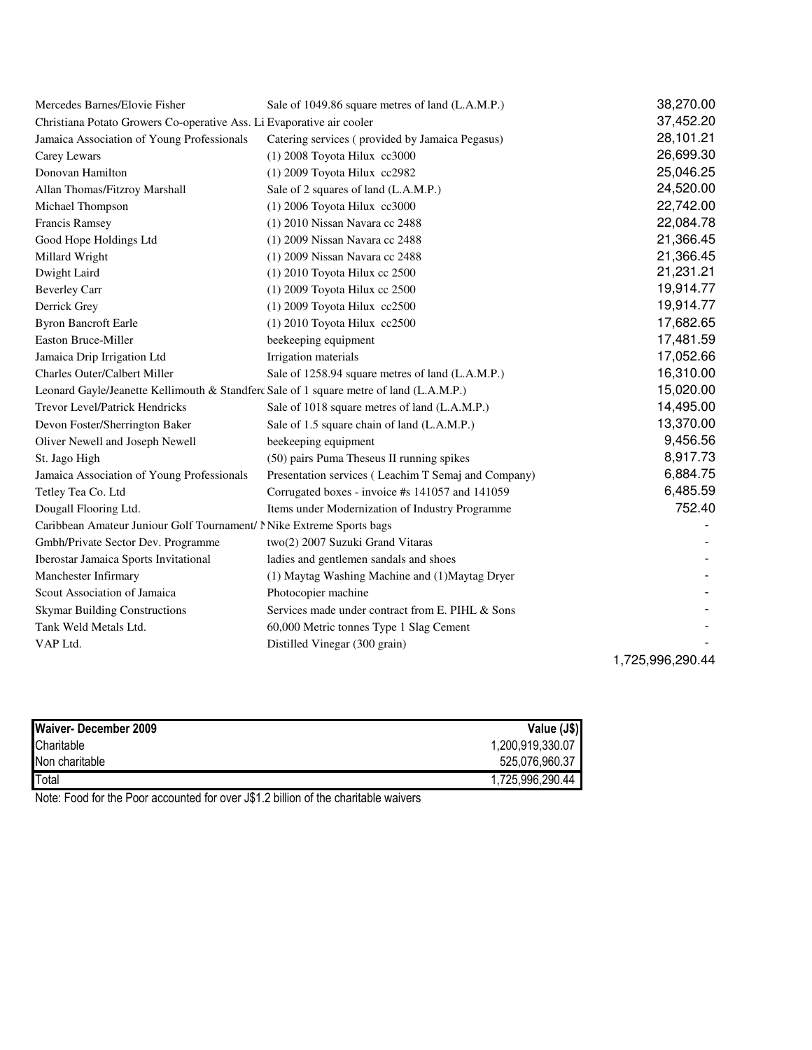| | | |
|---|---|---|
| Mercedes Barnes/Elovie Fisher | Sale of 1049.86 square metres of land (L.A.M.P.) | 38,270.00 |
| Christiana Potato Growers Co-operative Ass. Li | Evaporative air cooler | 37,452.20 |
| Jamaica Association of Young Professionals | Catering services ( provided by Jamaica Pegasus) | 28,101.21 |
| Carey Lewars | (1) 2008 Toyota Hilux cc3000 | 26,699.30 |
| Donovan Hamilton | (1) 2009 Toyota Hilux cc2982 | 25,046.25 |
| Allan Thomas/Fitzroy Marshall | Sale of 2 squares of land (L.A.M.P.) | 24,520.00 |
| Michael Thompson | (1) 2006 Toyota Hilux cc3000 | 22,742.00 |
| Francis Ramsey | (1) 2010 Nissan Navara cc 2488 | 22,084.78 |
| Good Hope Holdings Ltd | (1) 2009 Nissan Navara cc 2488 | 21,366.45 |
| Millard Wright | (1) 2009 Nissan Navara cc 2488 | 21,366.45 |
| Dwight Laird | (1) 2010 Toyota Hilux cc 2500 | 21,231.21 |
| Beverley Carr | (1) 2009 Toyota Hilux cc 2500 | 19,914.77 |
| Derrick Grey | (1) 2009 Toyota Hilux cc2500 | 19,914.77 |
| Byron Bancroft Earle | (1) 2010 Toyota Hilux cc2500 | 17,682.65 |
| Easton Bruce-Miller | beekeeping equipment | 17,481.59 |
| Jamaica Drip Irrigation Ltd | Irrigation materials | 17,052.66 |
| Charles Outer/Calbert Miller | Sale of 1258.94 square metres of land (L.A.M.P.) | 16,310.00 |
| Leonard Gayle/Jeanette Kellimouth & Standferd | Sale of 1 square metre of land (L.A.M.P.) | 15,020.00 |
| Trevor Level/Patrick Hendricks | Sale of 1018 square metres of land (L.A.M.P.) | 14,495.00 |
| Devon Foster/Sherrington Baker | Sale of 1.5 square chain of land (L.A.M.P.) | 13,370.00 |
| Oliver Newell and Joseph Newell | beekeeping equipment | 9,456.56 |
| St. Jago High | (50) pairs Puma Theseus II running spikes | 8,917.73 |
| Jamaica Association of Young Professionals | Presentation services ( Leachim T Semaj and Company) | 6,884.75 |
| Tetley Tea Co. Ltd | Corrugated boxes - invoice #s 141057 and 141059 | 6,485.59 |
| Dougall Flooring Ltd. | Items under Modernization of Industry Programme | 752.40 |
| Caribbean Amateur Juniour Golf Tournament/ N | Nike Extreme Sports bags | - |
| Gmbh/Private Sector Dev. Programme | two(2) 2007 Suzuki Grand Vitaras | - |
| Iberostar Jamaica Sports Invitational | ladies and gentlemen sandals and shoes | - |
| Manchester Infirmary | (1) Maytag Washing Machine and (1)Maytag Dryer | - |
| Scout Association of Jamaica | Photocopier machine | - |
| Skymar Building Constructions | Services made under contract from E. PIHL & Sons | - |
| Tank Weld Metals Ltd. | 60,000 Metric tonnes Type 1 Slag Cement | - |
| VAP Ltd. | Distilled Vinegar (300 grain) | - |
| | | 1,725,996,290.44 |

| Waiver- December 2009 | Value (J$) |
|---|---|
| Charitable | 1,200,919,330.07 |
| Non charitable | 525,076,960.37 |
| Total | 1,725,996,290.44 |

Note: Food for the Poor accounted for over J$1.2 billion of the charitable waivers